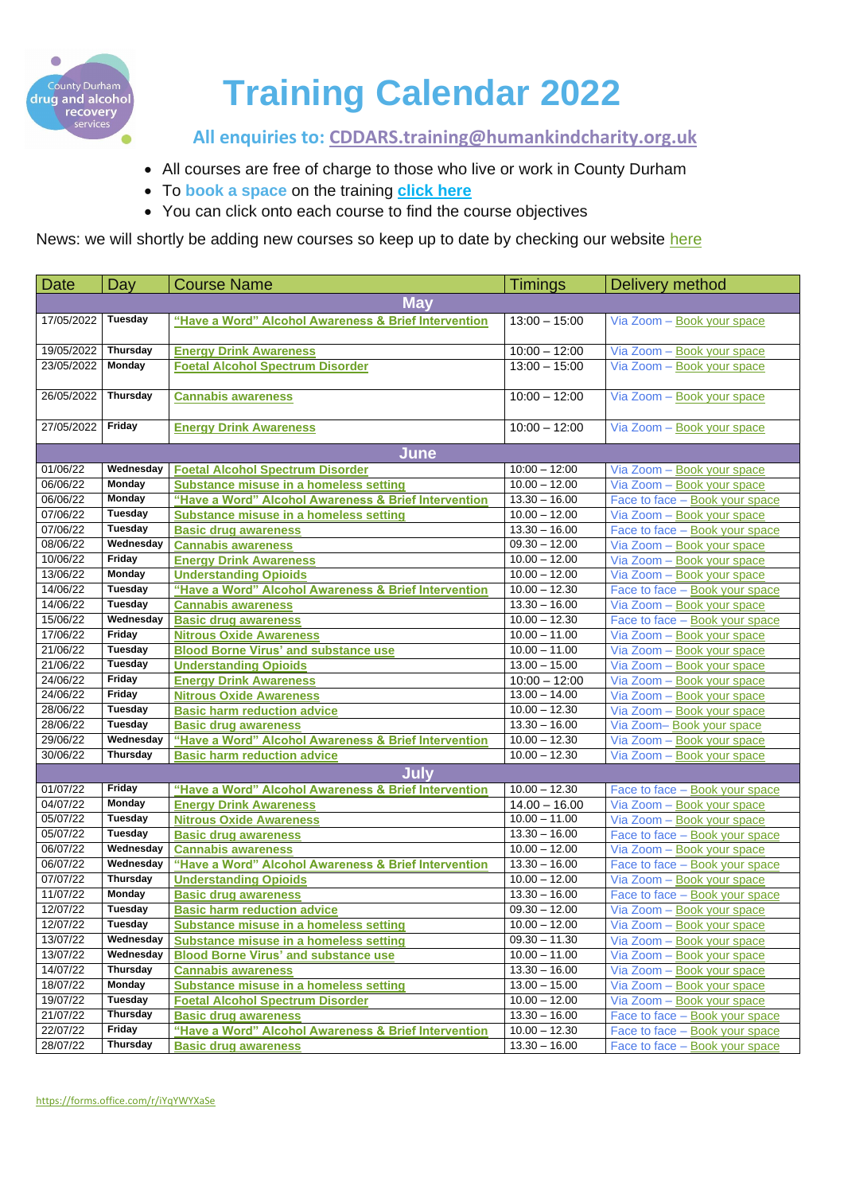County Durham drug and alcohol recovery services

# Training Calendar 2022

**All enquiries to: CDDARS.training@humankindcharity.org.uk**

- All courses are free of charge to those who live or work in County Durham
- To **book a space** on the training **click here**
- You can click onto each course to find the course objectives

News: we will shortly be adding new courses so keep up to date by checking our website here

| Date | Day | Course Name | Timings | Delivery method |
|---|---|---|---|---|
| **May** | | | | |
| 17/05/2022 | Tuesday | "Have a Word" Alcohol Awareness & Brief Intervention | 13:00 – 15:00 | Via Zoom – Book your space |
| 19/05/2022 | Thursday | Energy Drink Awareness | 10:00 – 12:00 | Via Zoom – Book your space |
| 23/05/2022 | Monday | Foetal Alcohol Spectrum Disorder | 13:00 – 15:00 | Via Zoom – Book your space |
| 26/05/2022 | Thursday | Cannabis awareness | 10:00 – 12:00 | Via Zoom – Book your space |
| 27/05/2022 | Friday | Energy Drink Awareness | 10:00 – 12:00 | Via Zoom – Book your space |
| **June** | | | | |
| 01/06/22 | Wednesday | Foetal Alcohol Spectrum Disorder | 10:00 – 12:00 | Via Zoom – Book your space |
| 06/06/22 | Monday | Substance misuse in a homeless setting | 10.00 – 12.00 | Via Zoom – Book your space |
| 06/06/22 | Monday | "Have a Word" Alcohol Awareness & Brief Intervention | 13.30 – 16.00 | Face to face – Book your space |
| 07/06/22 | Tuesday | Substance misuse in a homeless setting | 10.00 – 12.00 | Via Zoom – Book your space |
| 07/06/22 | Tuesday | Basic drug awareness | 13.30 – 16.00 | Face to face – Book your space |
| 08/06/22 | Wednesday | Cannabis awareness | 09.30 – 12.00 | Via Zoom – Book your space |
| 10/06/22 | Friday | Energy Drink Awareness | 10.00 – 12.00 | Via Zoom – Book your space |
| 13/06/22 | Monday | Understanding Opioids | 10.00 – 12.00 | Via Zoom – Book your space |
| 14/06/22 | Tuesday | "Have a Word" Alcohol Awareness & Brief Intervention | 10.00 – 12.30 | Face to face – Book your space |
| 14/06/22 | Tuesday | Cannabis awareness | 13.30 – 16.00 | Via Zoom – Book your space |
| 15/06/22 | Wednesday | Basic drug awareness | 10.00 – 12.30 | Face to face – Book your space |
| 17/06/22 | Friday | Nitrous Oxide Awareness | 10.00 – 11.00 | Via Zoom – Book your space |
| 21/06/22 | Tuesday | Blood Borne Virus' and substance use | 10.00 – 11.00 | Via Zoom – Book your space |
| 21/06/22 | Tuesday | Understanding Opioids | 13.00 – 15.00 | Via Zoom – Book your space |
| 24/06/22 | Friday | Energy Drink Awareness | 10:00 – 12:00 | Via Zoom – Book your space |
| 24/06/22 | Friday | Nitrous Oxide Awareness | 13.00 – 14.00 | Via Zoom – Book your space |
| 28/06/22 | Tuesday | Basic harm reduction advice | 10.00 – 12.30 | Via Zoom – Book your space |
| 28/06/22 | Tuesday | Basic drug awareness | 13.30 – 16.00 | Via Zoom– Book your space |
| 29/06/22 | Wednesday | "Have a Word" Alcohol Awareness & Brief Intervention | 10.00 – 12.30 | Via Zoom – Book your space |
| 30/06/22 | Thursday | Basic harm reduction advice | 10.00 – 12.30 | Via Zoom – Book your space |
| **July** | | | | |
| 01/07/22 | Friday | "Have a Word" Alcohol Awareness & Brief Intervention | 10.00 – 12.30 | Face to face – Book your space |
| 04/07/22 | Monday | Energy Drink Awareness | 14.00 – 16.00 | Via Zoom – Book your space |
| 05/07/22 | Tuesday | Nitrous Oxide Awareness | 10.00 – 11.00 | Via Zoom – Book your space |
| 05/07/22 | Tuesday | Basic drug awareness | 13.30 – 16.00 | Face to face – Book your space |
| 06/07/22 | Wednesday | Cannabis awareness | 10.00 – 12.00 | Via Zoom – Book your space |
| 06/07/22 | Wednesday | "Have a Word" Alcohol Awareness & Brief Intervention | 13.30 – 16.00 | Face to face – Book your space |
| 07/07/22 | Thursday | Understanding Opioids | 10.00 – 12.00 | Via Zoom – Book your space |
| 11/07/22 | Monday | Basic drug awareness | 13.30 – 16.00 | Face to face – Book your space |
| 12/07/22 | Tuesday | Basic harm reduction advice | 09.30 – 12.00 | Via Zoom – Book your space |
| 12/07/22 | Tuesday | Substance misuse in a homeless setting | 10.00 – 12.00 | Via Zoom – Book your space |
| 13/07/22 | Wednesday | Substance misuse in a homeless setting | 09.30 – 11.30 | Via Zoom – Book your space |
| 13/07/22 | Wednesday | Blood Borne Virus' and substance use | 10.00 – 11.00 | Via Zoom – Book your space |
| 14/07/22 | Thursday | Cannabis awareness | 13.30 – 16.00 | Via Zoom – Book your space |
| 18/07/22 | Monday | Substance misuse in a homeless setting | 13.00 – 15.00 | Via Zoom – Book your space |
| 19/07/22 | Tuesday | Foetal Alcohol Spectrum Disorder | 10.00 – 12.00 | Via Zoom – Book your space |
| 21/07/22 | Thursday | Basic drug awareness | 13.30 – 16.00 | Face to face – Book your space |
| 22/07/22 | Friday | "Have a Word" Alcohol Awareness & Brief Intervention | 10.00 – 12.30 | Face to face – Book your space |
| 28/07/22 | Thursday | Basic drug awareness | 13.30 – 16.00 | Face to face – Book your space |

https://forms.office.com/r/iYqYWYXaSe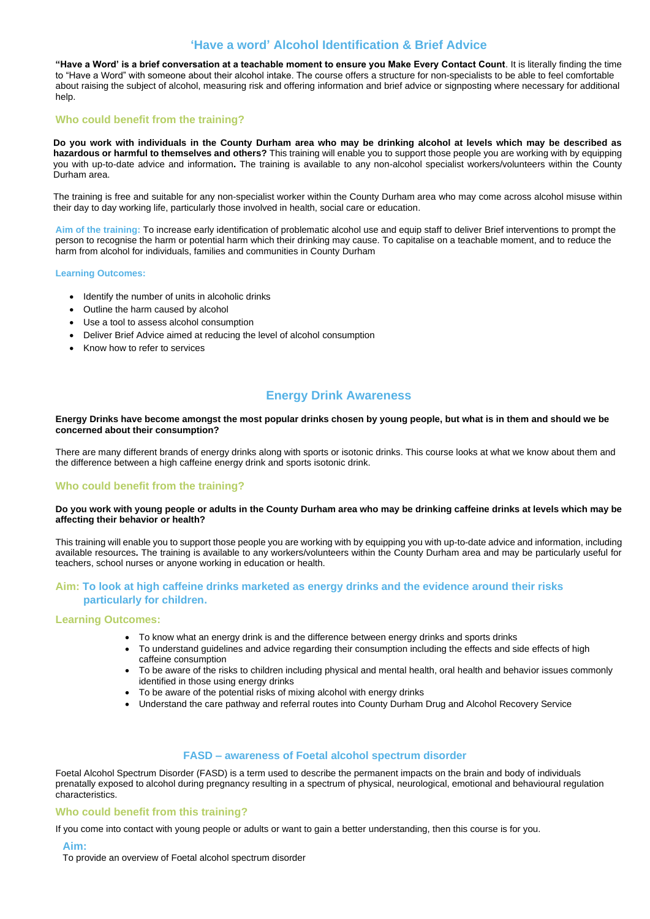## 'Have a word' Alcohol Identification & Brief Advice

**"Have a Word' is a brief conversation at a teachable moment to ensure you Make Every Contact Count**. It is literally finding the time to "Have a Word" with someone about their alcohol intake. The course offers a structure for non-specialists to be able to feel comfortable about raising the subject of alcohol, measuring risk and offering information and brief advice or signposting where necessary for additional help.

### Who could benefit from the training?

**Do you work with individuals in the County Durham area who may be drinking alcohol at levels which may be described as hazardous or harmful to themselves and others?** This training will enable you to support those people you are working with by equipping you with up-to-date advice and information**.** The training is available to any non-alcohol specialist workers/volunteers within the County Durham area.

The training is free and suitable for any non-specialist worker within the County Durham area who may come across alcohol misuse within their day to day working life, particularly those involved in health, social care or education.

**Aim of the training:** To increase early identification of problematic alcohol use and equip staff to deliver Brief interventions to prompt the person to recognise the harm or potential harm which their drinking may cause. To capitalise on a teachable moment, and to reduce the harm from alcohol for individuals, families and communities in County Durham

**Learning Outcomes:**

- Identify the number of units in alcoholic drinks
- Outline the harm caused by alcohol
- Use a tool to assess alcohol consumption
- Deliver Brief Advice aimed at reducing the level of alcohol consumption
- Know how to refer to services

## Energy Drink Awareness

**Energy Drinks have become amongst the most popular drinks chosen by young people, but what is in them and should we be concerned about their consumption?**

There are many different brands of energy drinks along with sports or isotonic drinks. This course looks at what we know about them and the difference between a high caffeine energy drink and sports isotonic drink.

### Who could benefit from the training?

**Do you work with young people or adults in the County Durham area who may be drinking caffeine drinks at levels which may be affecting their behavior or health?**

This training will enable you to support those people you are working with by equipping you with up-to-date advice and information, including available resources**.** The training is available to any workers/volunteers within the County Durham area and may be particularly useful for teachers, school nurses or anyone working in education or health.

### Aim: To look at high caffeine drinks marketed as energy drinks and the evidence around their risks particularly for children.

### Learning Outcomes:

- To know what an energy drink is and the difference between energy drinks and sports drinks
- To understand guidelines and advice regarding their consumption including the effects and side effects of high caffeine consumption
- To be aware of the risks to children including physical and mental health, oral health and behavior issues commonly identified in those using energy drinks
- To be aware of the potential risks of mixing alcohol with energy drinks
- Understand the care pathway and referral routes into County Durham Drug and Alcohol Recovery Service

## FASD – awareness of Foetal alcohol spectrum disorder

Foetal Alcohol Spectrum Disorder (FASD) is a term used to describe the permanent impacts on the brain and body of individuals prenatally exposed to alcohol during pregnancy resulting in a spectrum of physical, neurological, emotional and behavioural regulation characteristics.

### Who could benefit from this training?

If you come into contact with young people or adults or want to gain a better understanding, then this course is for you.

**Aim:**

To provide an overview of Foetal alcohol spectrum disorder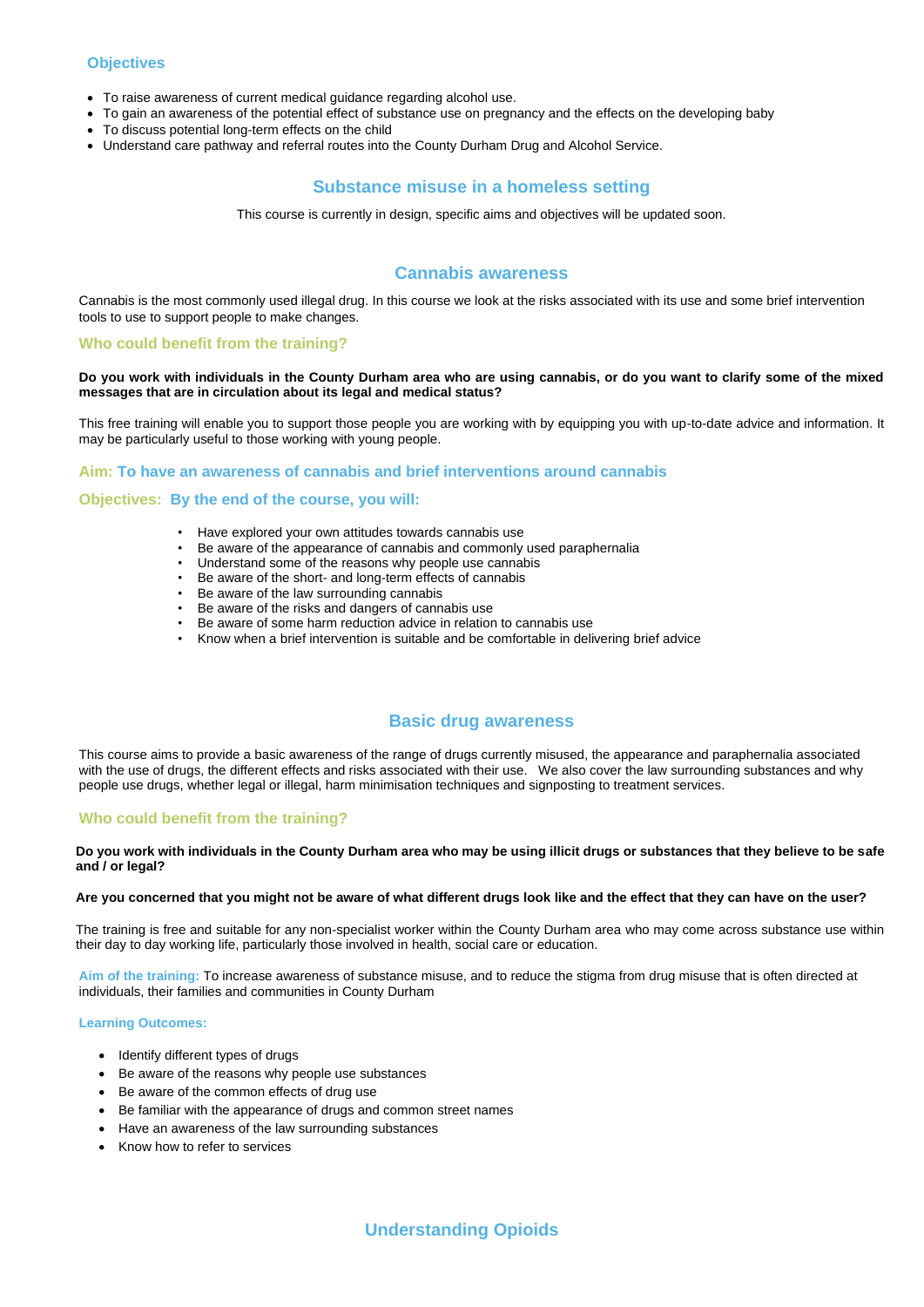### Objectives

- To raise awareness of current medical guidance regarding alcohol use.
- To gain an awareness of the potential effect of substance use on pregnancy and the effects on the developing baby
- To discuss potential long-term effects on the child
- Understand care pathway and referral routes into the County Durham Drug and Alcohol Service.

## Substance misuse in a homeless setting

This course is currently in design, specific aims and objectives will be updated soon.

## Cannabis awareness

Cannabis is the most commonly used illegal drug. In this course we look at the risks associated with its use and some brief intervention tools to use to support people to make changes.

### Who could benefit from the training?

**Do you work with individuals in the County Durham area who are using cannabis, or do you want to clarify some of the mixed messages that are in circulation about its legal and medical status?**

This free training will enable you to support those people you are working with by equipping you with up-to-date advice and information. It may be particularly useful to those working with young people.

### Aim: To have an awareness of cannabis and brief interventions around cannabis

### Objectives: By the end of the course, you will:

- Have explored your own attitudes towards cannabis use
- Be aware of the appearance of cannabis and commonly used paraphernalia
- Understand some of the reasons why people use cannabis
- Be aware of the short- and long-term effects of cannabis
- Be aware of the law surrounding cannabis
- Be aware of the risks and dangers of cannabis use
- Be aware of some harm reduction advice in relation to cannabis use
- Know when a brief intervention is suitable and be comfortable in delivering brief advice

## Basic drug awareness

This course aims to provide a basic awareness of the range of drugs currently misused, the appearance and paraphernalia associated with the use of drugs, the different effects and risks associated with their use. We also cover the law surrounding substances and why people use drugs, whether legal or illegal, harm minimisation techniques and signposting to treatment services.

### Who could benefit from the training?

**Do you work with individuals in the County Durham area who may be using illicit drugs or substances that they believe to be safe and / or legal?**

**Are you concerned that you might not be aware of what different drugs look like and the effect that they can have on the user?**

The training is free and suitable for any non-specialist worker within the County Durham area who may come across substance use within their day to day working life, particularly those involved in health, social care or education.

**Aim of the training:** To increase awareness of substance misuse, and to reduce the stigma from drug misuse that is often directed at individuals, their families and communities in County Durham

**Learning Outcomes:**

- Identify different types of drugs
- Be aware of the reasons why people use substances
- Be aware of the common effects of drug use
- Be familiar with the appearance of drugs and common street names
- Have an awareness of the law surrounding substances
- Know how to refer to services

## Understanding Opioids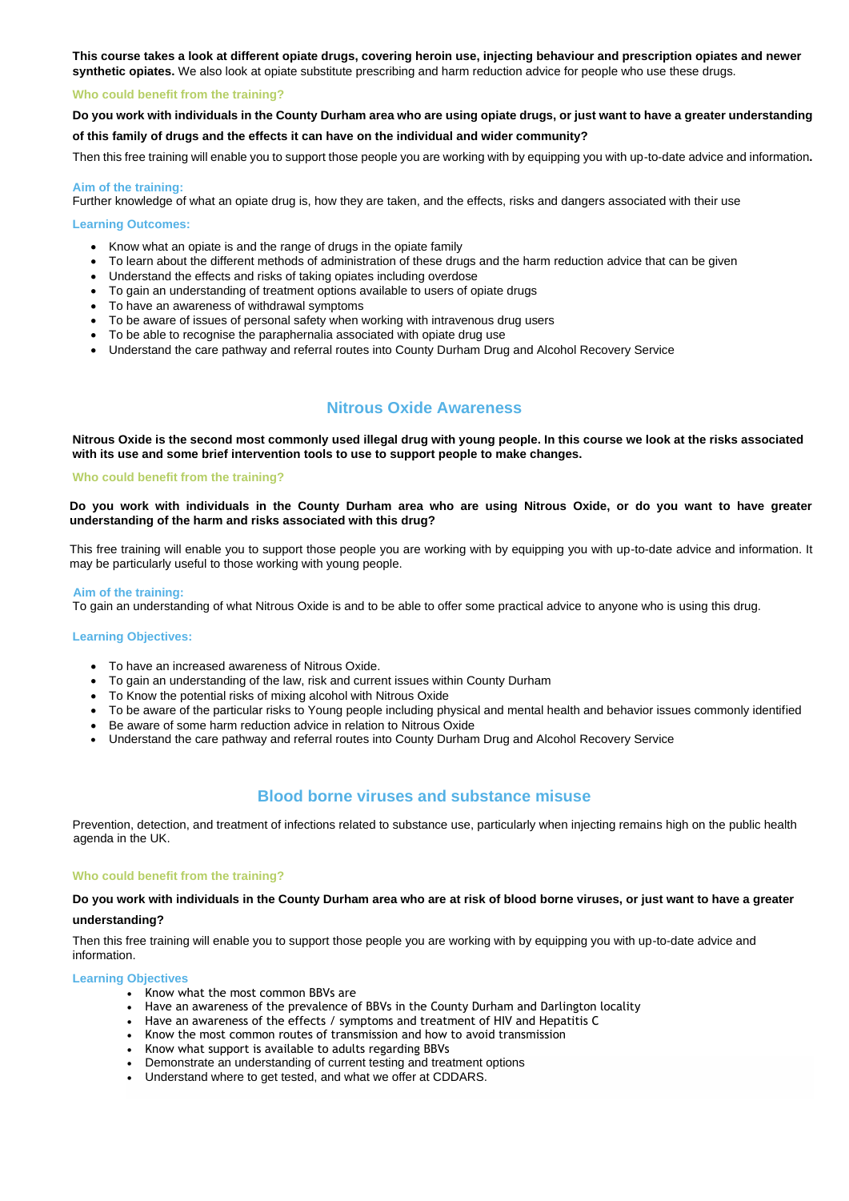**This course takes a look at different opiate drugs, covering heroin use, injecting behaviour and prescription opiates and newer synthetic opiates.** We also look at opiate substitute prescribing and harm reduction advice for people who use these drugs.

**Who could benefit from the training?**

**Do you work with individuals in the County Durham area who are using opiate drugs, or just want to have a greater understanding of this family of drugs and the effects it can have on the individual and wider community?**

Then this free training will enable you to support those people you are working with by equipping you with up-to-date advice and information**.**

**Aim of the training:**
Further knowledge of what an opiate drug is, how they are taken, and the effects, risks and dangers associated with their use

**Learning Outcomes:**

- Know what an opiate is and the range of drugs in the opiate family
- To learn about the different methods of administration of these drugs and the harm reduction advice that can be given
- Understand the effects and risks of taking opiates including overdose
- To gain an understanding of treatment options available to users of opiate drugs
- To have an awareness of withdrawal symptoms
- To be aware of issues of personal safety when working with intravenous drug users
- To be able to recognise the paraphernalia associated with opiate drug use
- Understand the care pathway and referral routes into County Durham Drug and Alcohol Recovery Service

## Nitrous Oxide Awareness

**Nitrous Oxide is the second most commonly used illegal drug with young people. In this course we look at the risks associated with its use and some brief intervention tools to use to support people to make changes.**

**Who could benefit from the training?**

**Do you work with individuals in the County Durham area who are using Nitrous Oxide, or do you want to have greater understanding of the harm and risks associated with this drug?**

This free training will enable you to support those people you are working with by equipping you with up-to-date advice and information. It may be particularly useful to those working with young people.

**Aim of the training:**
To gain an understanding of what Nitrous Oxide is and to be able to offer some practical advice to anyone who is using this drug.

**Learning Objectives:**

- To have an increased awareness of Nitrous Oxide.
- To gain an understanding of the law, risk and current issues within County Durham
- To Know the potential risks of mixing alcohol with Nitrous Oxide
- To be aware of the particular risks to Young people including physical and mental health and behavior issues commonly identified
- Be aware of some harm reduction advice in relation to Nitrous Oxide
- Understand the care pathway and referral routes into County Durham Drug and Alcohol Recovery Service

## Blood borne viruses and substance misuse

Prevention, detection, and treatment of infections related to substance use, particularly when injecting remains high on the public health agenda in the UK.

**Who could benefit from the training?**

**Do you work with individuals in the County Durham area who are at risk of blood borne viruses, or just want to have a greater understanding?**

Then this free training will enable you to support those people you are working with by equipping you with up-to-date advice and information.

**Learning Objectives**

- Know what the most common BBVs are
- Have an awareness of the prevalence of BBVs in the County Durham and Darlington locality
- Have an awareness of the effects / symptoms and treatment of HIV and Hepatitis C
- Know the most common routes of transmission and how to avoid transmission
- Know what support is available to adults regarding BBVs
- Demonstrate an understanding of current testing and treatment options
- Understand where to get tested, and what we offer at CDDARS.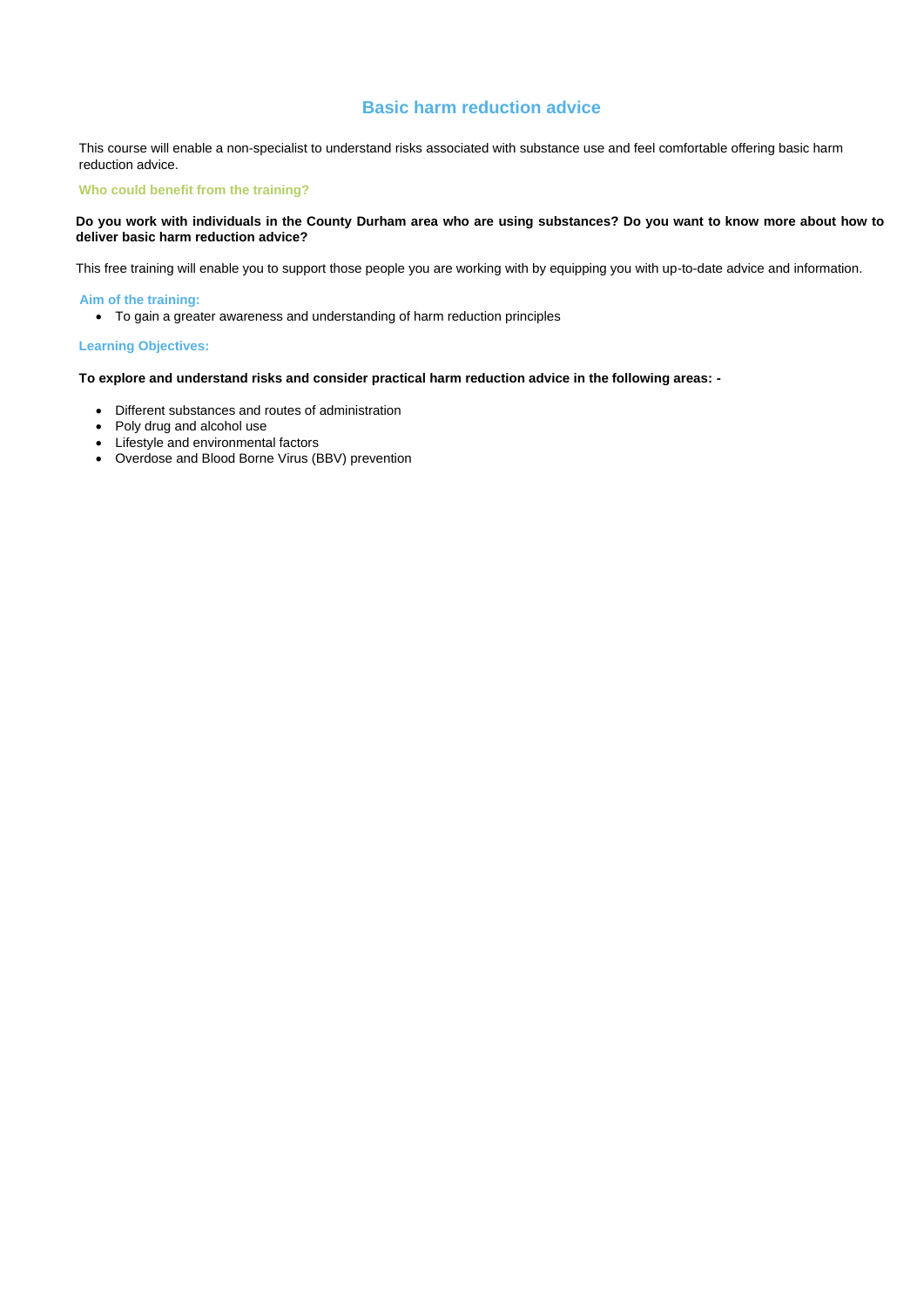# Basic harm reduction advice

This course will enable a non-specialist to understand risks associated with substance use and feel comfortable offering basic harm reduction advice.

### Who could benefit from the training?

**Do you work with individuals in the County Durham area who are using substances? Do you want to know more about how to deliver basic harm reduction advice?**

This free training will enable you to support those people you are working with by equipping you with up-to-date advice and information.

### Aim of the training:

- To gain a greater awareness and understanding of harm reduction principles

### Learning Objectives:

**To explore and understand risks and consider practical harm reduction advice in the following areas: -**

- Different substances and routes of administration
- Poly drug and alcohol use
- Lifestyle and environmental factors
- Overdose and Blood Borne Virus (BBV) prevention